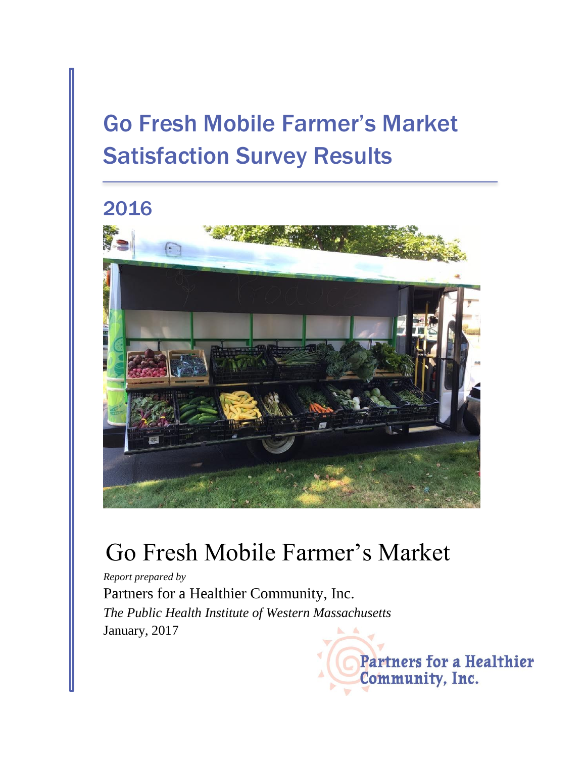# Go Fresh Mobile Farmer's Market Satisfaction Survey Results

## 2016

# Go Fresh Mobile Farmer's Market

*Report prepared by*

Partners for a Healthier Community, Inc.

*The Public Health Institute of Western Massachusetts*

January, 2017

Partners for a Healthier Community, Inc.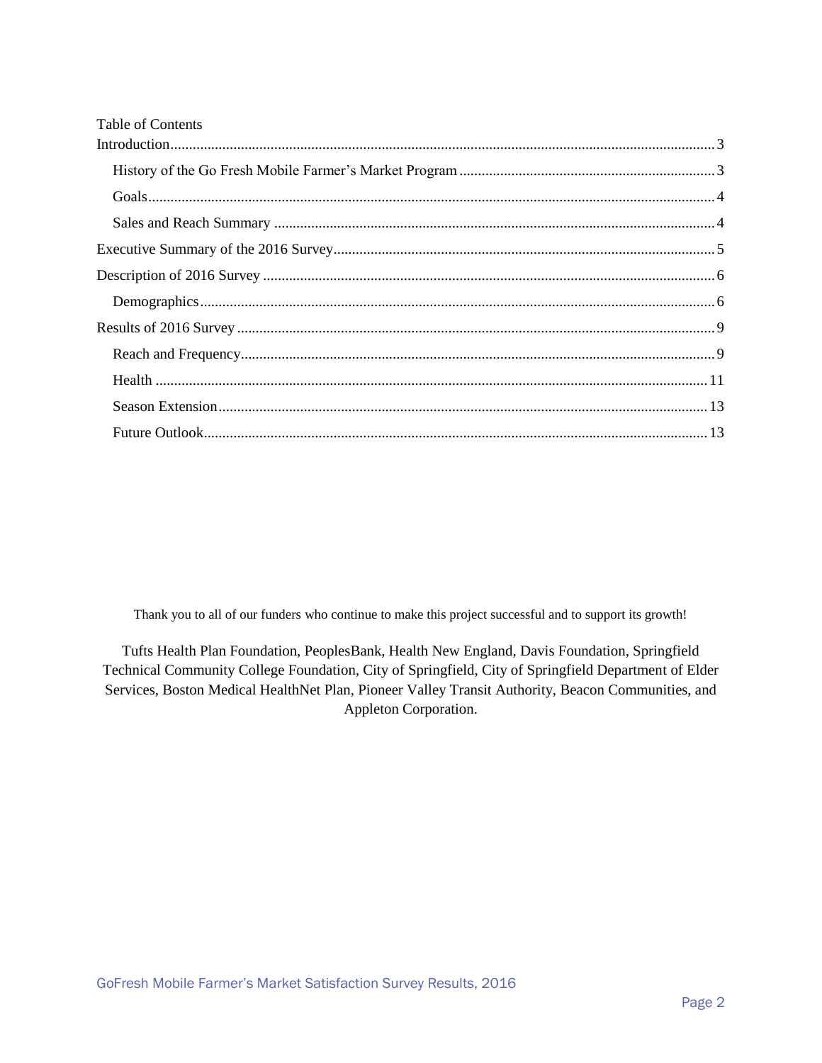Table of Contents

Introduction ........................................................................................................................................ 3

- History of the Go Fresh Mobile Farmer's Market Program ..................................................................... 3
- Goals ........................................................................................................................................ 4
- Sales and Reach Summary ........................................................................................................ 4

Executive Summary of the 2016 Survey ...................................................................................... 5

Description of 2016 Survey ......................................................................................................... 6

- Demographics ........................................................................................................................... 6

Results of 2016 Survey ................................................................................................................ 9

- Reach and Frequency ................................................................................................................ 9
- Health ...................................................................................................................................... 11
- Season Extension .................................................................................................................... 13
- Future Outlook ......................................................................................................................... 13

Thank you to all of our funders who continue to make this project successful and to support its growth!

Tufts Health Plan Foundation, PeoplesBank, Health New England, Davis Foundation, Springfield Technical Community College Foundation, City of Springfield, City of Springfield Department of Elder Services, Boston Medical HealthNet Plan, Pioneer Valley Transit Authority, Beacon Communities, and Appleton Corporation.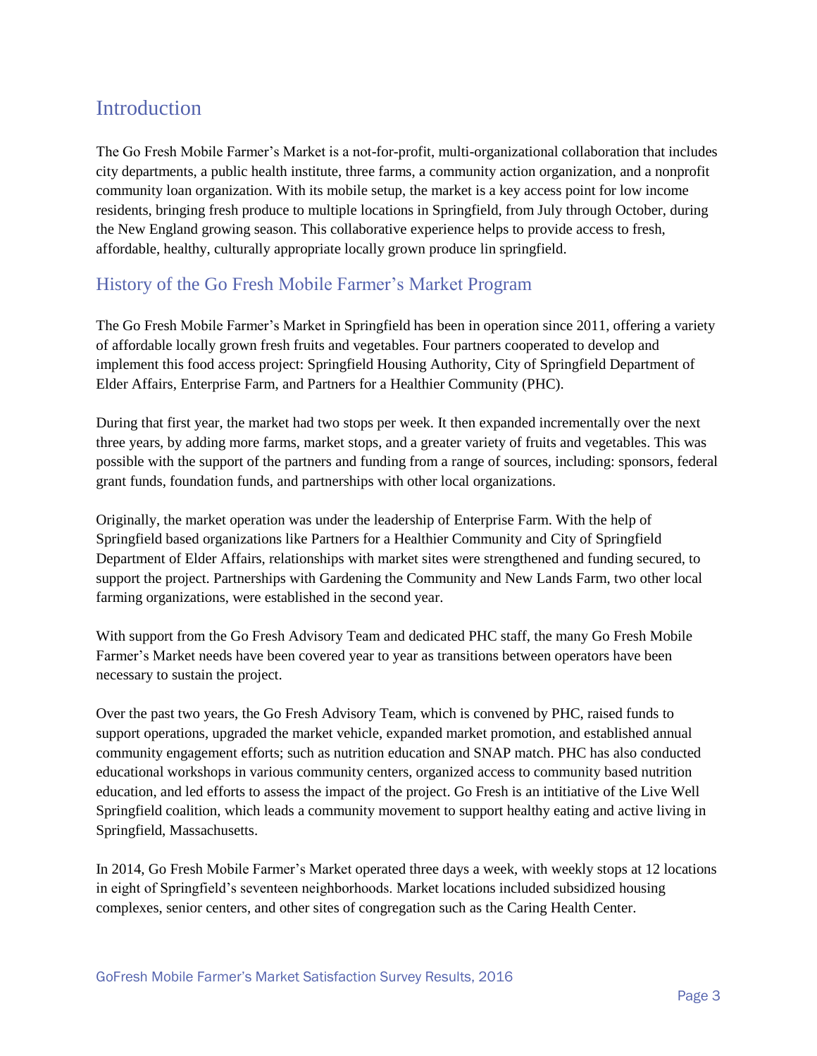## Introduction

The Go Fresh Mobile Farmer's Market is a not-for-profit, multi-organizational collaboration that includes city departments, a public health institute, three farms, a community action organization, and a nonprofit community loan organization. With its mobile setup, the market is a key access point for low income residents, bringing fresh produce to multiple locations in Springfield, from July through October, during the New England growing season. This collaborative experience helps to provide access to fresh, affordable, healthy, culturally appropriate locally grown produce lin springfield.

## History of the Go Fresh Mobile Farmer's Market Program

The Go Fresh Mobile Farmer's Market in Springfield has been in operation since 2011, offering a variety of affordable locally grown fresh fruits and vegetables. Four partners cooperated to develop and implement this food access project: Springfield Housing Authority, City of Springfield Department of Elder Affairs, Enterprise Farm, and Partners for a Healthier Community (PHC).

During that first year, the market had two stops per week. It then expanded incrementally over the next three years, by adding more farms, market stops, and a greater variety of fruits and vegetables. This was possible with the support of the partners and funding from a range of sources, including: sponsors, federal grant funds, foundation funds, and partnerships with other local organizations.

Originally, the market operation was under the leadership of Enterprise Farm. With the help of Springfield based organizations like Partners for a Healthier Community and City of Springfield Department of Elder Affairs, relationships with market sites were strengthened and funding secured, to support the project. Partnerships with Gardening the Community and New Lands Farm, two other local farming organizations, were established in the second year.

With support from the Go Fresh Advisory Team and dedicated PHC staff, the many Go Fresh Mobile Farmer's Market needs have been covered year to year as transitions between operators have been necessary to sustain the project.

Over the past two years, the Go Fresh Advisory Team, which is convened by PHC, raised funds to support operations, upgraded the market vehicle, expanded market promotion, and established annual community engagement efforts; such as nutrition education and SNAP match. PHC has also conducted educational workshops in various community centers, organized access to community based nutrition education, and led efforts to assess the impact of the project. Go Fresh is an intitiative of the Live Well Springfield coalition, which leads a community movement to support healthy eating and active living in Springfield, Massachusetts.

In 2014, Go Fresh Mobile Farmer's Market operated three days a week, with weekly stops at 12 locations in eight of Springfield's seventeen neighborhoods. Market locations included subsidized housing complexes, senior centers, and other sites of congregation such as the Caring Health Center.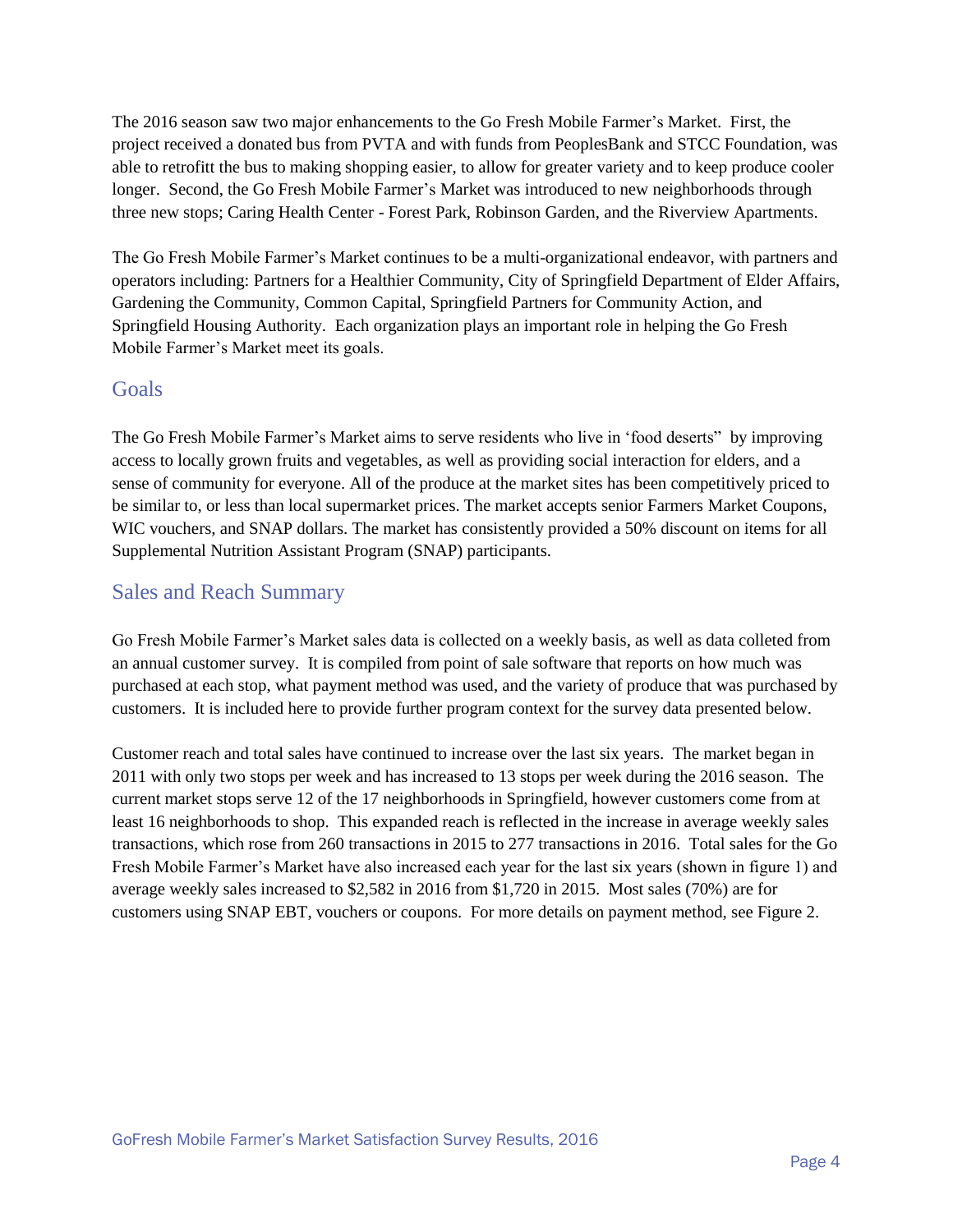The 2016 season saw two major enhancements to the Go Fresh Mobile Farmer's Market. First, the project received a donated bus from PVTA and with funds from PeoplesBank and STCC Foundation, was able to retrofitt the bus to making shopping easier, to allow for greater variety and to keep produce cooler longer. Second, the Go Fresh Mobile Farmer's Market was introduced to new neighborhoods through three new stops; Caring Health Center - Forest Park, Robinson Garden, and the Riverview Apartments.

The Go Fresh Mobile Farmer's Market continues to be a multi-organizational endeavor, with partners and operators including: Partners for a Healthier Community, City of Springfield Department of Elder Affairs, Gardening the Community, Common Capital, Springfield Partners for Community Action, and Springfield Housing Authority. Each organization plays an important role in helping the Go Fresh Mobile Farmer's Market meet its goals.

## Goals

The Go Fresh Mobile Farmer's Market aims to serve residents who live in 'food deserts" by improving access to locally grown fruits and vegetables, as well as providing social interaction for elders, and a sense of community for everyone. All of the produce at the market sites has been competitively priced to be similar to, or less than local supermarket prices. The market accepts senior Farmers Market Coupons, WIC vouchers, and SNAP dollars. The market has consistently provided a 50% discount on items for all Supplemental Nutrition Assistant Program (SNAP) participants.

## Sales and Reach Summary

Go Fresh Mobile Farmer's Market sales data is collected on a weekly basis, as well as data colleted from an annual customer survey. It is compiled from point of sale software that reports on how much was purchased at each stop, what payment method was used, and the variety of produce that was purchased by customers. It is included here to provide further program context for the survey data presented below.

Customer reach and total sales have continued to increase over the last six years. The market began in 2011 with only two stops per week and has increased to 13 stops per week during the 2016 season. The current market stops serve 12 of the 17 neighborhoods in Springfield, however customers come from at least 16 neighborhoods to shop. This expanded reach is reflected in the increase in average weekly sales transactions, which rose from 260 transactions in 2015 to 277 transactions in 2016. Total sales for the Go Fresh Mobile Farmer's Market have also increased each year for the last six years (shown in figure 1) and average weekly sales increased to $2,582 in 2016 from $1,720 in 2015. Most sales (70%) are for customers using SNAP EBT, vouchers or coupons. For more details on payment method, see Figure 2.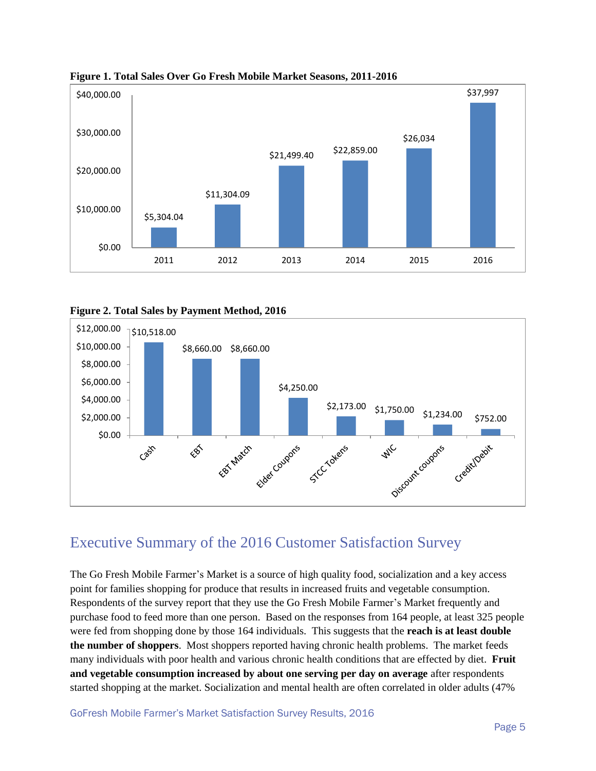**Figure 1. Total Sales Over Go Fresh Mobile Market Seasons, 2011-2016**

| Year | Total Sales |
|---|---|
| 2011 | $5,304.04 |
| 2012 | $11,304.09 |
| 2013 | $21,499.40 |
| 2014 | $22,859.00 |
| 2015 | $26,034 |
| 2016 | $37,997 |

**Figure 2. Total Sales by Payment Method, 2016**

| Payment Method | Total Sales |
|---|---|
| Cash | $10,518.00 |
| EBT | $8,660.00 |
| EBT Match | $8,660.00 |
| Elder Coupons | $4,250.00 |
| STCC Tokens | $2,173.00 |
| WIC | $1,750.00 |
| Discount coupons | $1,234.00 |
| Credit/Debit | $752.00 |

## Executive Summary of the 2016 Customer Satisfaction Survey

The Go Fresh Mobile Farmer's Market is a source of high quality food, socialization and a key access point for families shopping for produce that results in increased fruits and vegetable consumption. Respondents of the survey report that they use the Go Fresh Mobile Farmer's Market frequently and purchase food to feed more than one person. Based on the responses from 164 people, at least 325 people were fed from shopping done by those 164 individuals. This suggests that the **reach is at least double the number of shoppers**. Most shoppers reported having chronic health problems. The market feeds many individuals with poor health and various chronic health conditions that are effected by diet. **Fruit and vegetable consumption increased by about one serving per day on average** after respondents started shopping at the market. Socialization and mental health are often correlated in older adults (47%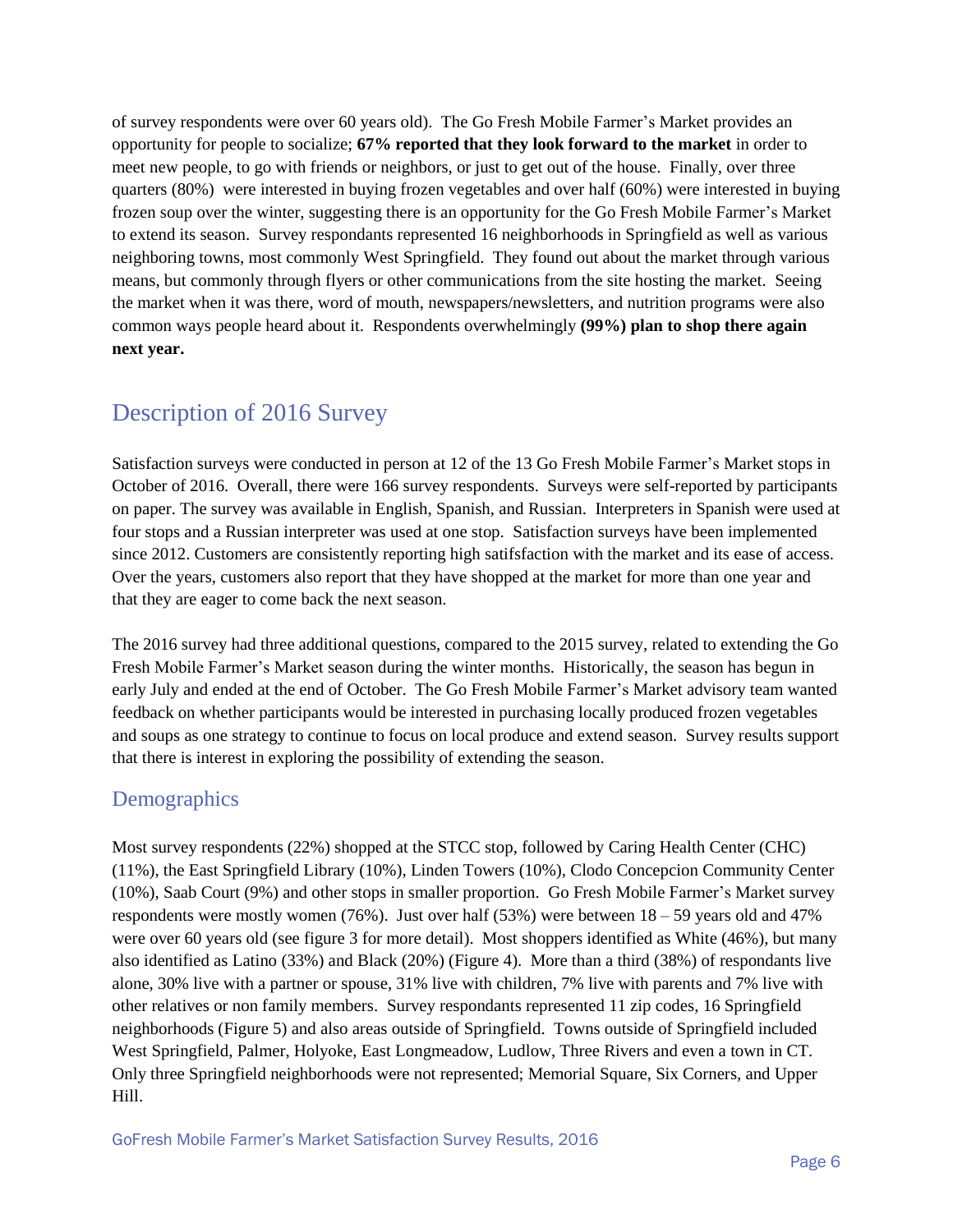of survey respondents were over 60 years old). The Go Fresh Mobile Farmer's Market provides an opportunity for people to socialize; **67% reported that they look forward to the market** in order to meet new people, to go with friends or neighbors, or just to get out of the house. Finally, over three quarters (80%) were interested in buying frozen vegetables and over half (60%) were interested in buying frozen soup over the winter, suggesting there is an opportunity for the Go Fresh Mobile Farmer's Market to extend its season. Survey respondants represented 16 neighborhoods in Springfield as well as various neighboring towns, most commonly West Springfield. They found out about the market through various means, but commonly through flyers or other communications from the site hosting the market. Seeing the market when it was there, word of mouth, newspapers/newsletters, and nutrition programs were also common ways people heard about it. Respondents overwhelmingly **(99%) plan to shop there again next year.**

## Description of 2016 Survey

Satisfaction surveys were conducted in person at 12 of the 13 Go Fresh Mobile Farmer's Market stops in October of 2016. Overall, there were 166 survey respondents. Surveys were self-reported by participants on paper. The survey was available in English, Spanish, and Russian. Interpreters in Spanish were used at four stops and a Russian interpreter was used at one stop. Satisfaction surveys have been implemented since 2012. Customers are consistently reporting high satisfsfaction with the market and its ease of access. Over the years, customers also report that they have shopped at the market for more than one year and that they are eager to come back the next season.

The 2016 survey had three additional questions, compared to the 2015 survey, related to extending the Go Fresh Mobile Farmer's Market season during the winter months. Historically, the season has begun in early July and ended at the end of October. The Go Fresh Mobile Farmer's Market advisory team wanted feedback on whether participants would be interested in purchasing locally produced frozen vegetables and soups as one strategy to continue to focus on local produce and extend season. Survey results support that there is interest in exploring the possibility of extending the season.

### Demographics

Most survey respondents (22%) shopped at the STCC stop, followed by Caring Health Center (CHC) (11%), the East Springfield Library (10%), Linden Towers (10%), Clodo Concepcion Community Center (10%), Saab Court (9%) and other stops in smaller proportion. Go Fresh Mobile Farmer's Market survey respondents were mostly women (76%). Just over half (53%) were between 18 – 59 years old and 47% were over 60 years old (see figure 3 for more detail). Most shoppers identified as White (46%), but many also identified as Latino (33%) and Black (20%) (Figure 4). More than a third (38%) of respondants live alone, 30% live with a partner or spouse, 31% live with children, 7% live with parents and 7% live with other relatives or non family members. Survey respondants represented 11 zip codes, 16 Springfield neighborhoods (Figure 5) and also areas outside of Springfield. Towns outside of Springfield included West Springfield, Palmer, Holyoke, East Longmeadow, Ludlow, Three Rivers and even a town in CT. Only three Springfield neighborhoods were not represented; Memorial Square, Six Corners, and Upper Hill.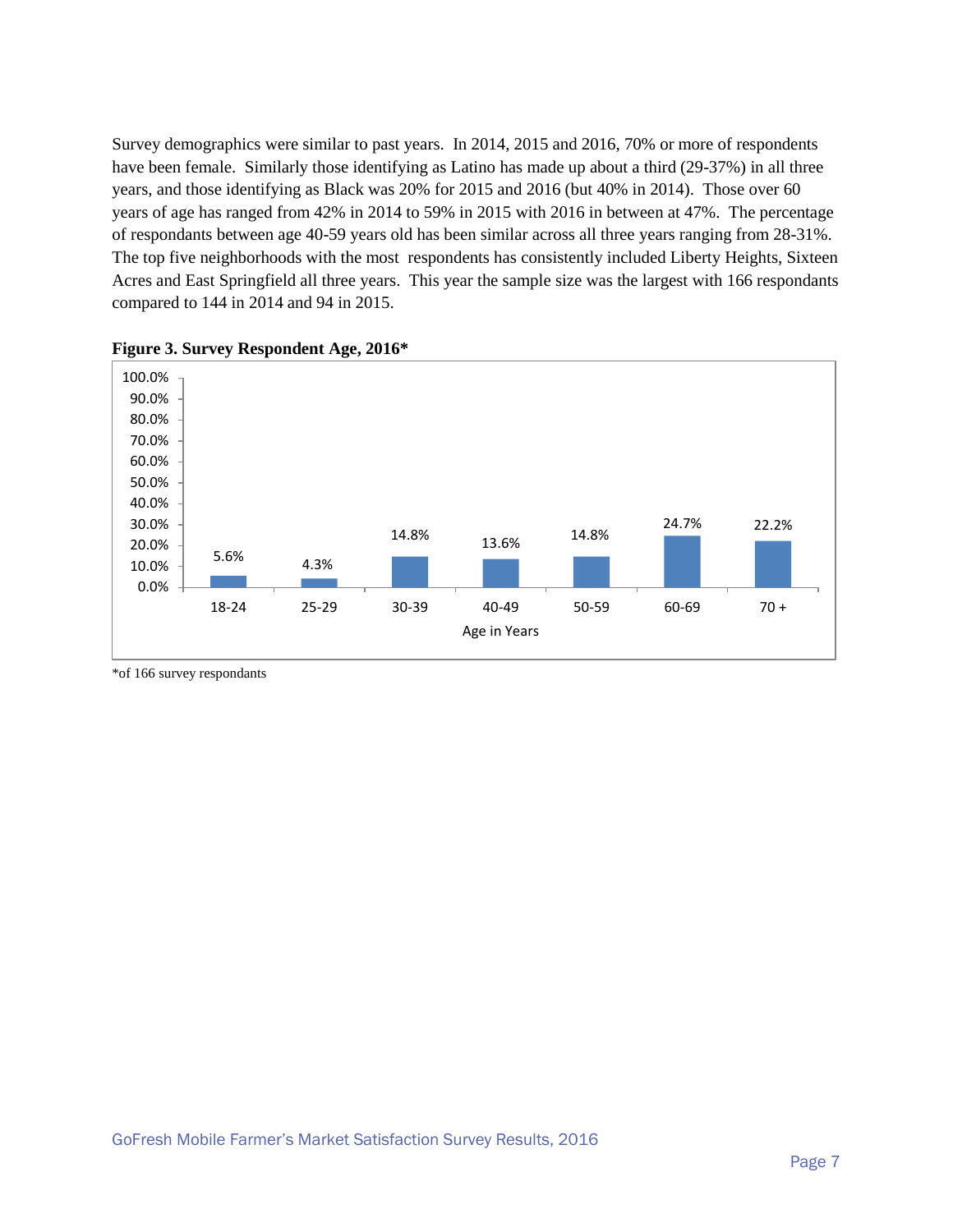Survey demographics were similar to past years. In 2014, 2015 and 2016, 70% or more of respondents have been female. Similarly those identifying as Latino has made up about a third (29-37%) in all three years, and those identifying as Black was 20% for 2015 and 2016 (but 40% in 2014). Those over 60 years of age has ranged from 42% in 2014 to 59% in 2015 with 2016 in between at 47%. The percentage of respondants between age 40-59 years old has been similar across all three years ranging from 28-31%. The top five neighborhoods with the most respondents has consistently included Liberty Heights, Sixteen Acres and East Springfield all three years. This year the sample size was the largest with 166 respondants compared to 144 in 2014 and 94 in 2015.

**Figure 3. Survey Respondent Age, 2016***

| Age in Years | Percent |
|---|---|
| 18-24 | 5.6% |
| 25-29 | 4.3% |
| 30-39 | 14.8% |
| 40-49 | 13.6% |
| 50-59 | 14.8% |
| 60-69 | 24.7% |
| 70 + | 22.2% |

*of 166 survey respondants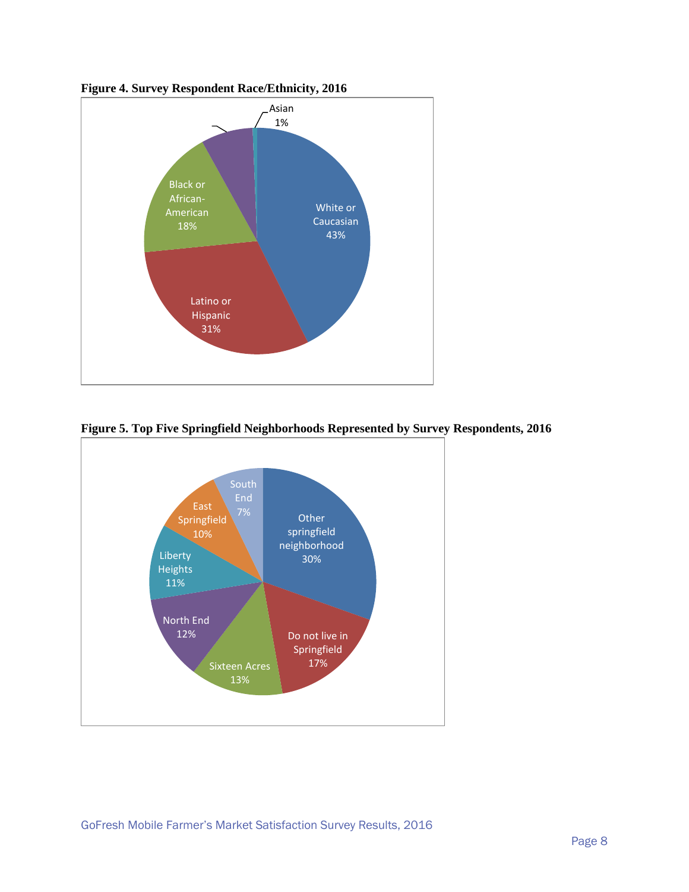**Figure 4. Survey Respondent Race/Ethnicity, 2016**

Asian 1%

White or Caucasian 43%

Latino or Hispanic 31%

Black or African-American 18%

**Figure 5. Top Five Springfield Neighborhoods Represented by Survey Respondents, 2016**

Other springfield neighborhood 30%

Do not live in Springfield 17%

Sixteen Acres 13%

North End 12%

Liberty Heights 11%

East Springfield 10%

South End 7%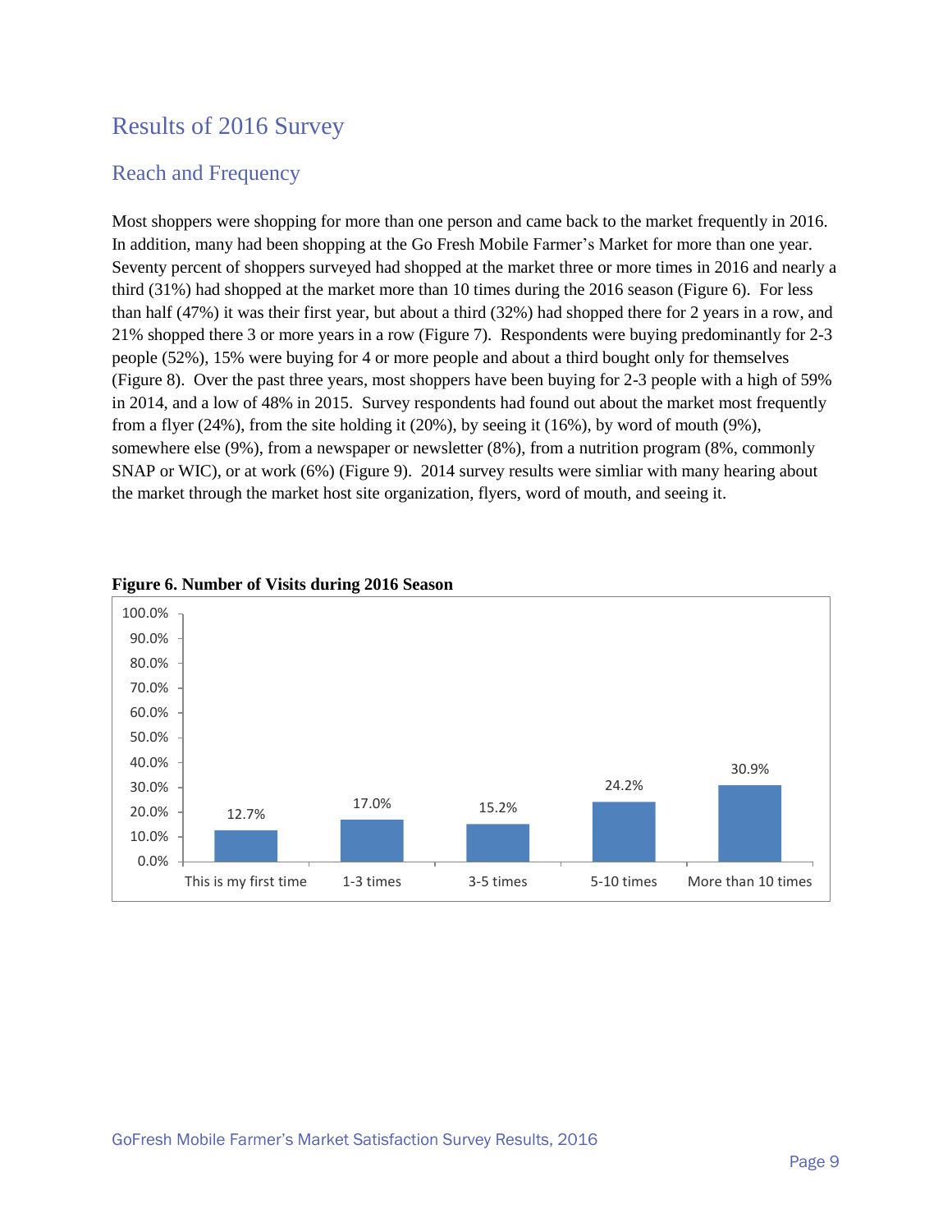# Results of 2016 Survey

## Reach and Frequency

Most shoppers were shopping for more than one person and came back to the market frequently in 2016. In addition, many had been shopping at the Go Fresh Mobile Farmer's Market for more than one year. Seventy percent of shoppers surveyed had shopped at the market three or more times in 2016 and nearly a third (31%) had shopped at the market more than 10 times during the 2016 season (Figure 6). For less than half (47%) it was their first year, but about a third (32%) had shopped there for 2 years in a row, and 21% shopped there 3 or more years in a row (Figure 7). Respondents were buying predominantly for 2-3 people (52%), 15% were buying for 4 or more people and about a third bought only for themselves (Figure 8). Over the past three years, most shoppers have been buying for 2-3 people with a high of 59% in 2014, and a low of 48% in 2015. Survey respondents had found out about the market most frequently from a flyer (24%), from the site holding it (20%), by seeing it (16%), by word of mouth (9%), somewhere else (9%), from a newspaper or newsletter (8%), from a nutrition program (8%, commonly SNAP or WIC), or at work (6%) (Figure 9). 2014 survey results were simliar with many hearing about the market through the market host site organization, flyers, word of mouth, and seeing it.

**Figure 6. Number of Visits during 2016 Season**

| Number of Visits | Percent |
|---|---|
| This is my first time | 12.7% |
| 1-3 times | 17.0% |
| 3-5 times | 15.2% |
| 5-10 times | 24.2% |
| More than 10 times | 30.9% |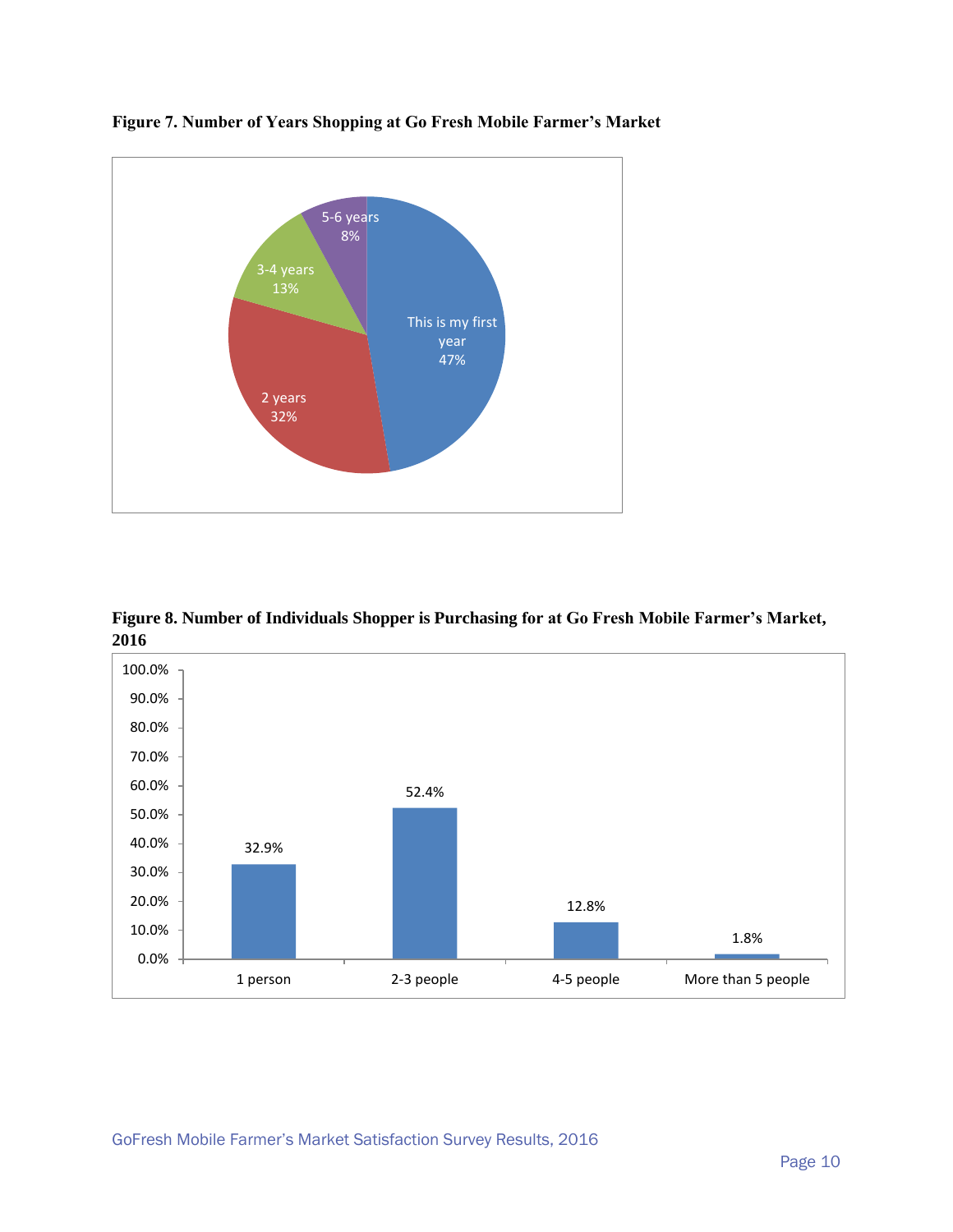**Figure 7. Number of Years Shopping at Go Fresh Mobile Farmer's Market**

| Category | Percent |
| --- | --- |
| This is my first year | 47% |
| 2 years | 32% |
| 3-4 years | 13% |
| 5-6 years | 8% |

**Figure 8. Number of Individuals Shopper is Purchasing for at Go Fresh Mobile Farmer's Market, 2016**

| Category | Percent |
| --- | --- |
| 1 person | 32.9% |
| 2-3 people | 52.4% |
| 4-5 people | 12.8% |
| More than 5 people | 1.8% |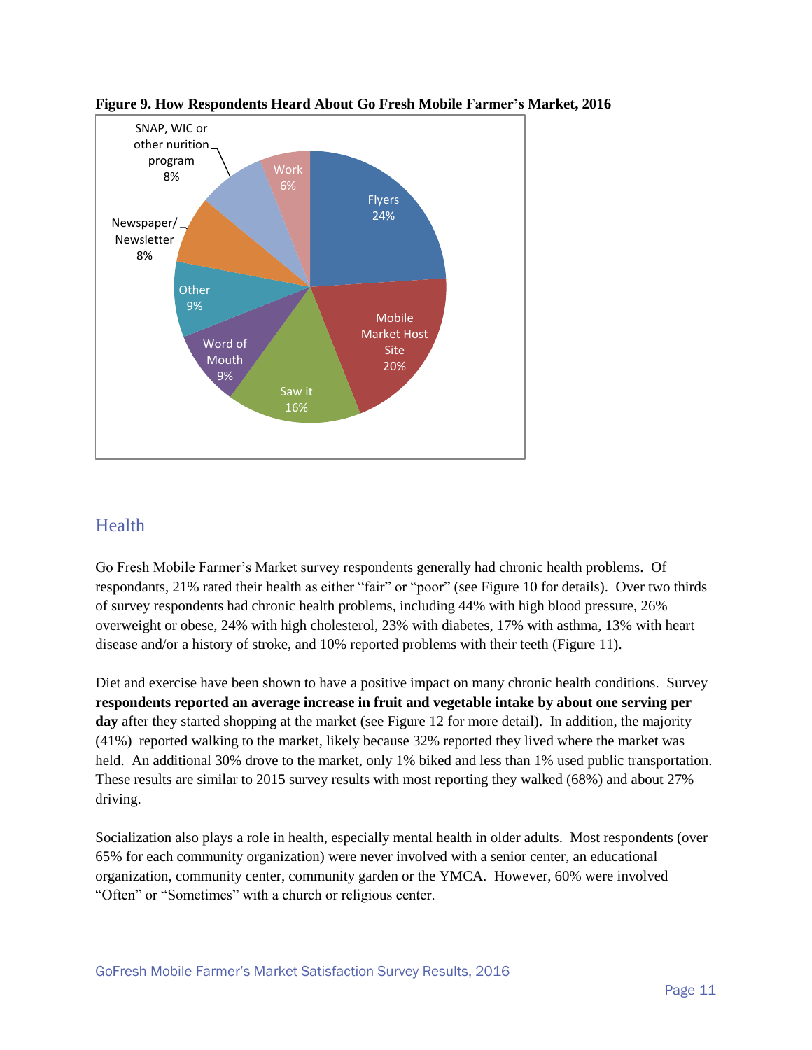**Figure 9. How Respondents Heard About Go Fresh Mobile Farmer's Market, 2016**

| Source | Percent |
|---|---|
| Flyers | 24% |
| Mobile Market Host Site | 20% |
| Saw it | 16% |
| Word of Mouth | 9% |
| Other | 9% |
| Newspaper/ Newsletter | 8% |
| SNAP, WIC or other nurition program | 8% |
| Work | 6% |

## Health

Go Fresh Mobile Farmer's Market survey respondents generally had chronic health problems. Of respondants, 21% rated their health as either "fair" or "poor" (see Figure 10 for details). Over two thirds of survey respondents had chronic health problems, including 44% with high blood pressure, 26% overweight or obese, 24% with high cholesterol, 23% with diabetes, 17% with asthma, 13% with heart disease and/or a history of stroke, and 10% reported problems with their teeth (Figure 11).

Diet and exercise have been shown to have a positive impact on many chronic health conditions. Survey **respondents reported an average increase in fruit and vegetable intake by about one serving per day** after they started shopping at the market (see Figure 12 for more detail). In addition, the majority (41%) reported walking to the market, likely because 32% reported they lived where the market was held. An additional 30% drove to the market, only 1% biked and less than 1% used public transportation. These results are similar to 2015 survey results with most reporting they walked (68%) and about 27% driving.

Socialization also plays a role in health, especially mental health in older adults. Most respondents (over 65% for each community organization) were never involved with a senior center, an educational organization, community center, community garden or the YMCA. However, 60% were involved "Often" or "Sometimes" with a church or religious center.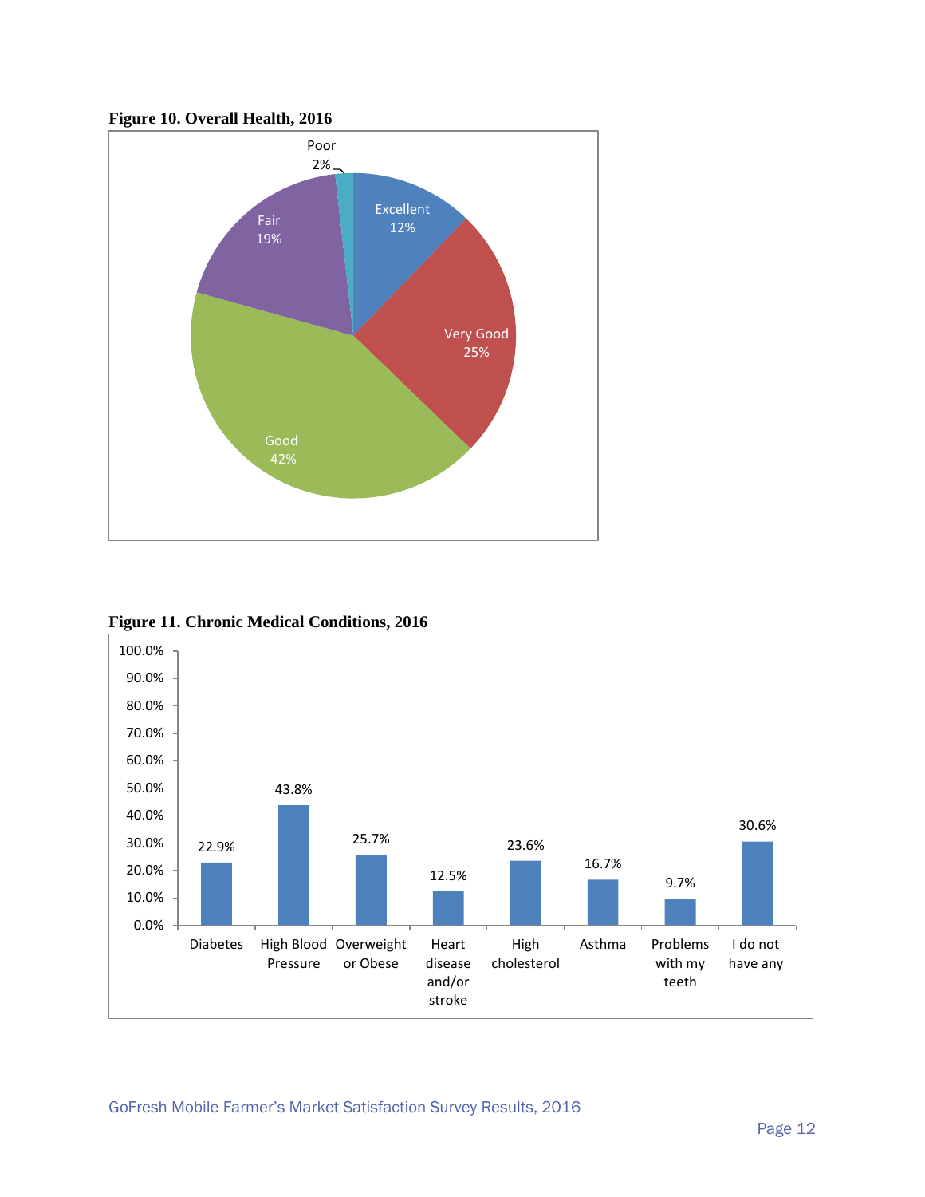**Figure 10. Overall Health, 2016**

| Rating | Percent |
| --- | --- |
| Excellent | 12% |
| Very Good | 25% |
| Good | 42% |
| Fair | 19% |
| Poor | 2% |

**Figure 11. Chronic Medical Conditions, 2016**

| Condition | Percent |
| --- | --- |
| Diabetes | 22.9% |
| High Blood Pressure | 43.8% |
| Overweight or Obese | 25.7% |
| Heart disease and/or stroke | 12.5% |
| High cholesterol | 23.6% |
| Asthma | 16.7% |
| Problems with my teeth | 9.7% |
| I do not have any | 30.6% |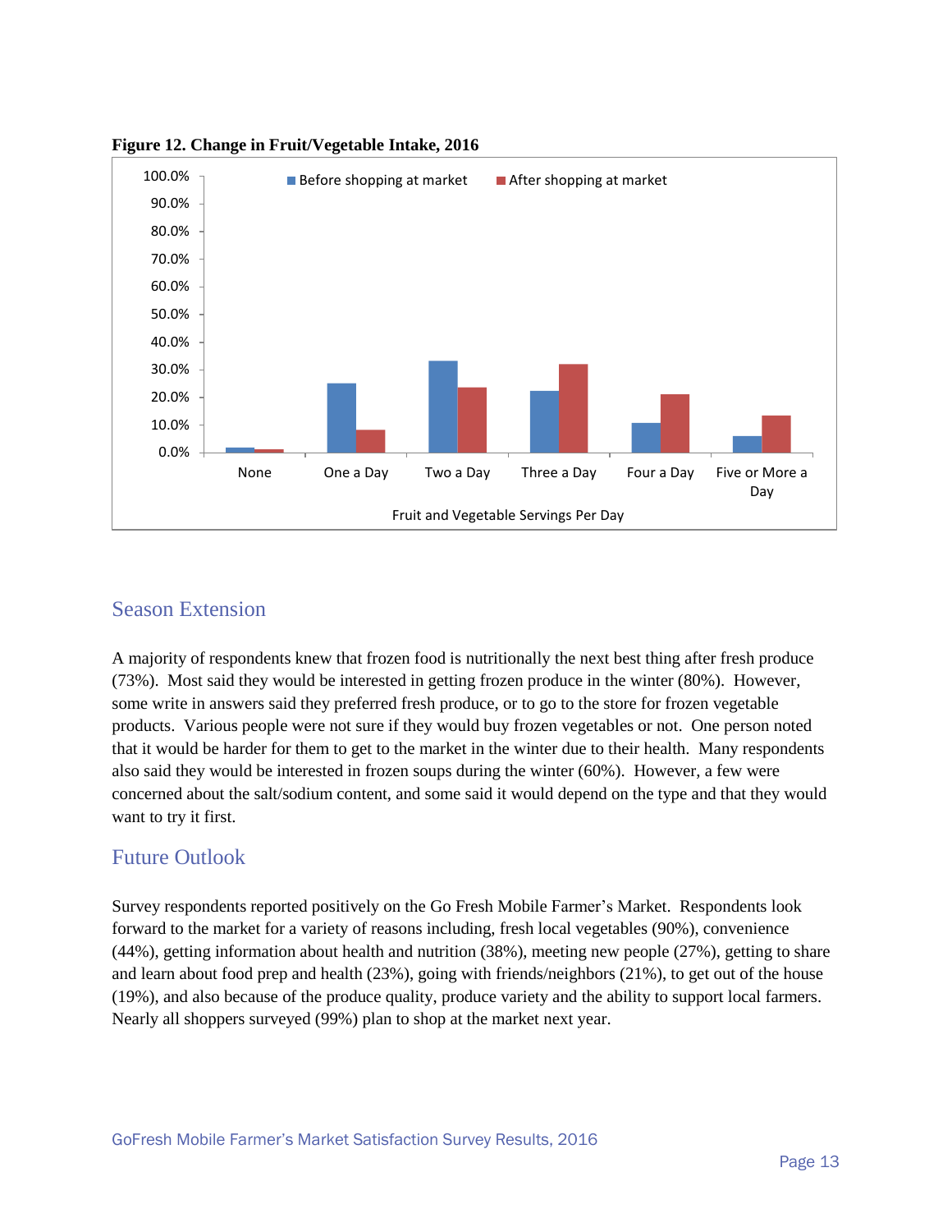**Figure 12. Change in Fruit/Vegetable Intake, 2016**

## Season Extension

A majority of respondents knew that frozen food is nutritionally the next best thing after fresh produce (73%). Most said they would be interested in getting frozen produce in the winter (80%). However, some write in answers said they preferred fresh produce, or to go to the store for frozen vegetable products. Various people were not sure if they would buy frozen vegetables or not. One person noted that it would be harder for them to get to the market in the winter due to their health. Many respondents also said they would be interested in frozen soups during the winter (60%). However, a few were concerned about the salt/sodium content, and some said it would depend on the type and that they would want to try it first.

## Future Outlook

Survey respondents reported positively on the Go Fresh Mobile Farmer's Market. Respondents look forward to the market for a variety of reasons including, fresh local vegetables (90%), convenience (44%), getting information about health and nutrition (38%), meeting new people (27%), getting to share and learn about food prep and health (23%), going with friends/neighbors (21%), to get out of the house (19%), and also because of the produce quality, produce variety and the ability to support local farmers. Nearly all shoppers surveyed (99%) plan to shop at the market next year.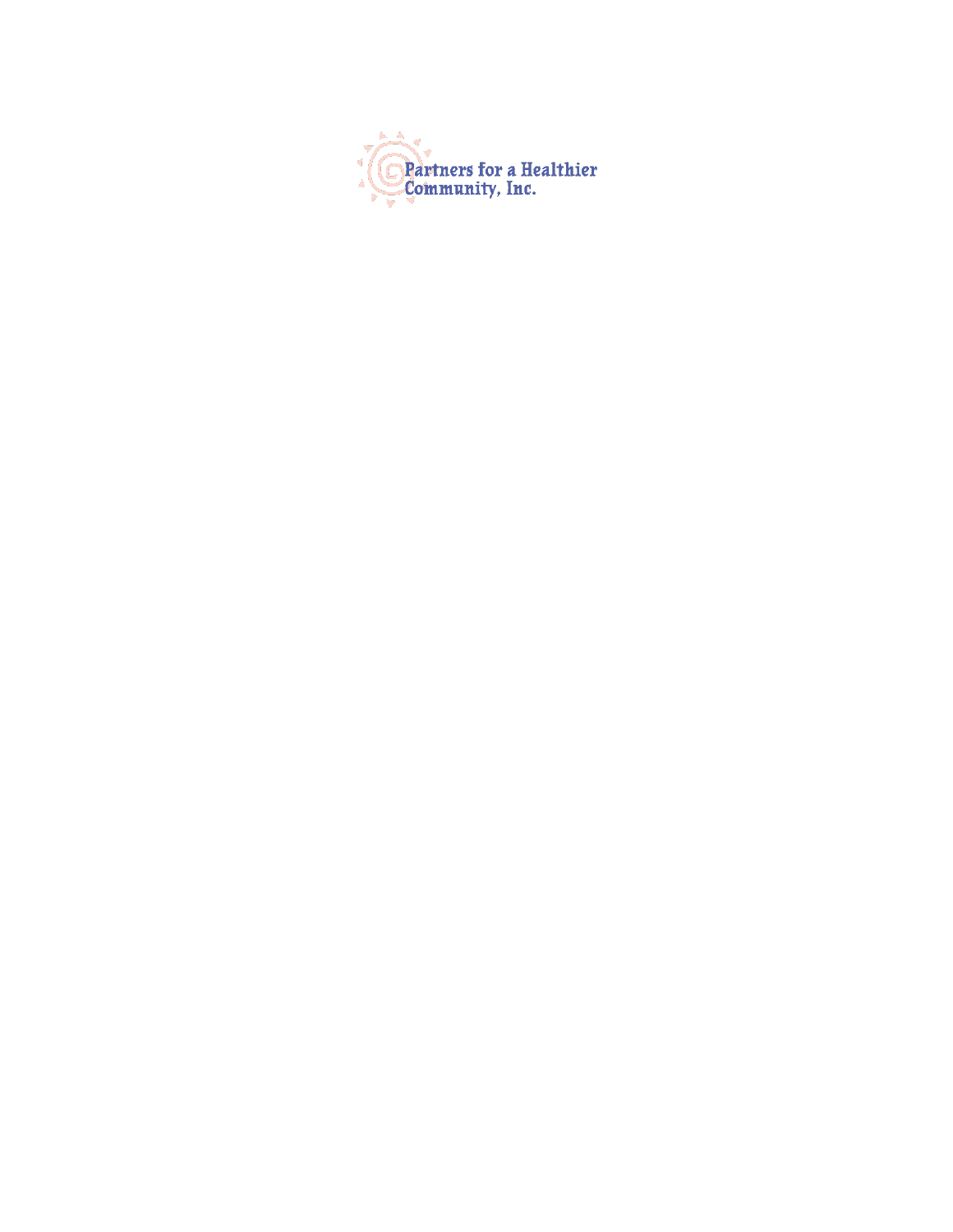Partners for a Healthier Community, Inc.